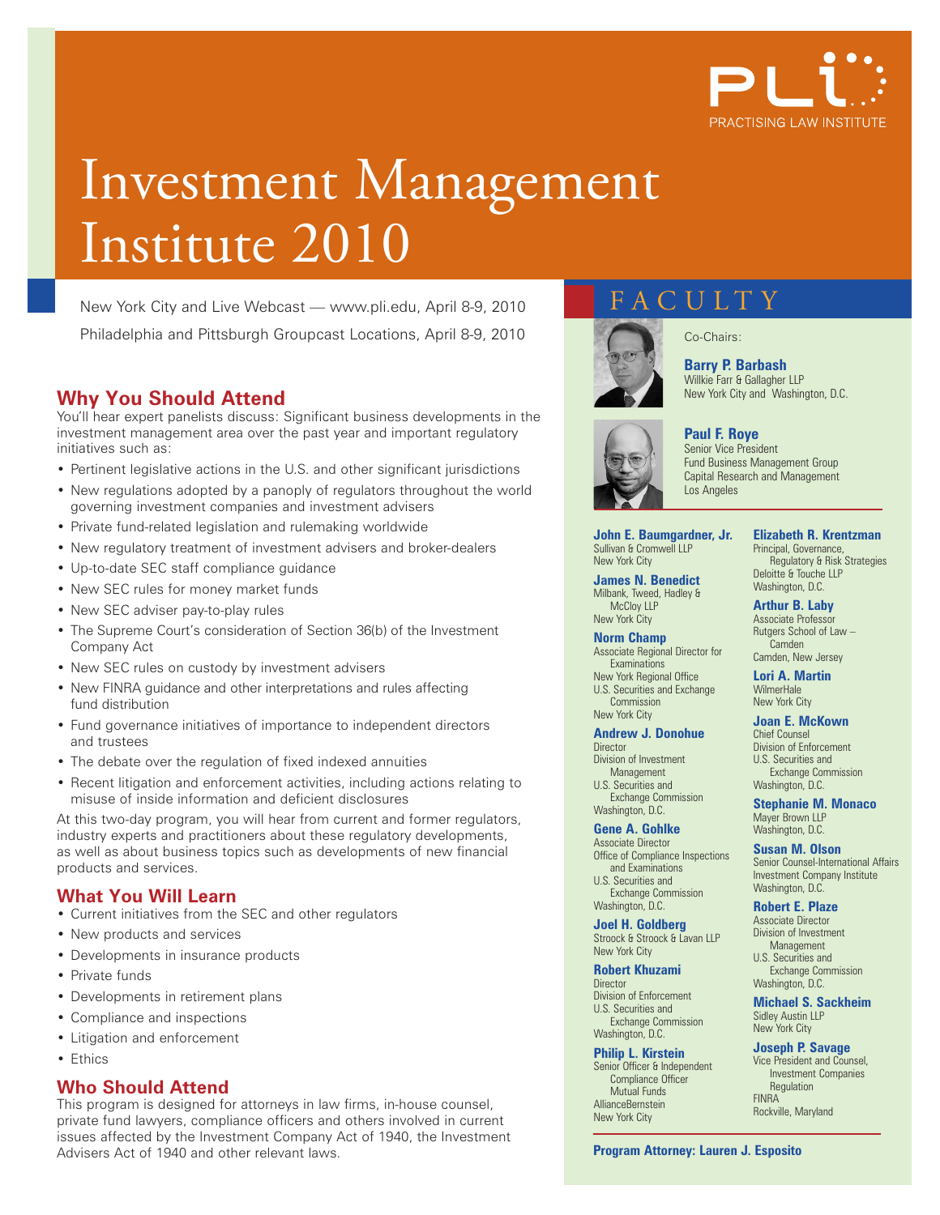PLI PRACTISING LAW INSTITUTE

# Investment Management Institute 2010

New York City and Live Webcast — www.pli.edu, April 8-9, 2010

Philadelphia and Pittsburgh Groupcast Locations, April 8-9, 2010

## Why You Should Attend

You'll hear expert panelists discuss: Significant business developments in the investment management area over the past year and important regulatory initiatives such as:

- Pertinent legislative actions in the U.S. and other significant jurisdictions
- New regulations adopted by a panoply of regulators throughout the world governing investment companies and investment advisers
- Private fund-related legislation and rulemaking worldwide
- New regulatory treatment of investment advisers and broker-dealers
- Up-to-date SEC staff compliance guidance
- New SEC rules for money market funds
- New SEC adviser pay-to-play rules
- The Supreme Court's consideration of Section 36(b) of the Investment Company Act
- New SEC rules on custody by investment advisers
- New FINRA guidance and other interpretations and rules affecting fund distribution
- Fund governance initiatives of importance to independent directors and trustees
- The debate over the regulation of fixed indexed annuities
- Recent litigation and enforcement activities, including actions relating to misuse of inside information and deficient disclosures

At this two-day program, you will hear from current and former regulators, industry experts and practitioners about these regulatory developments, as well as about business topics such as developments of new financial products and services.

## What You Will Learn

- Current initiatives from the SEC and other regulators
- New products and services
- Developments in insurance products
- Private funds
- Developments in retirement plans
- Compliance and inspections
- Litigation and enforcement
- Ethics

## Who Should Attend

This program is designed for attorneys in law firms, in-house counsel, private fund lawyers, compliance officers and others involved in current issues affected by the Investment Company Act of 1940, the Investment Advisers Act of 1940 and other relevant laws.

## FACULTY

Co-Chairs:

**Barry P. Barbash**
Willkie Farr & Gallagher LLP
New York City and Washington, D.C.

**Paul F. Roye**
Senior Vice President
Fund Business Management Group
Capital Research and Management
Los Angeles

**John E. Baumgardner, Jr.**
Sullivan & Cromwell LLP
New York City

**James N. Benedict**
Milbank, Tweed, Hadley & McCloy LLP
New York City

**Norm Champ**
Associate Regional Director for Examinations
New York Regional Office
U.S. Securities and Exchange Commission
New York City

**Andrew J. Donohue**
Director
Division of Investment Management
U.S. Securities and Exchange Commission
Washington, D.C.

**Gene A. Gohlke**
Associate Director
Office of Compliance Inspections and Examinations
U.S. Securities and Exchange Commission
Washington, D.C.

**Joel H. Goldberg**
Stroock & Stroock & Lavan LLP
New York City

**Robert Khuzami**
Director
Division of Enforcement
U.S. Securities and Exchange Commission
Washington, D.C.

**Philip L. Kirstein**
Senior Officer & Independent Compliance Officer
Mutual Funds
AllianceBernstein
New York City

**Elizabeth R. Krentzman**
Principal, Governance, Regulatory & Risk Strategies
Deloitte & Touche LLP
Washington, D.C.

**Arthur B. Laby**
Associate Professor
Rutgers School of Law – Camden
Camden, New Jersey

**Lori A. Martin**
WilmerHale
New York City

**Joan E. McKown**
Chief Counsel
Division of Enforcement
U.S. Securities and Exchange Commission
Washington, D.C.

**Stephanie M. Monaco**
Mayer Brown LLP
Washington, D.C.

**Susan M. Olson**
Senior Counsel-International Affairs
Investment Company Institute
Washington, D.C.

**Robert E. Plaze**
Associate Director
Division of Investment Management
U.S. Securities and Exchange Commission
Washington, D.C.

**Michael S. Sackheim**
Sidley Austin LLP
New York City

**Joseph P. Savage**
Vice President and Counsel, Investment Companies Regulation
FINRA
Rockville, Maryland

**Program Attorney: Lauren J. Esposito**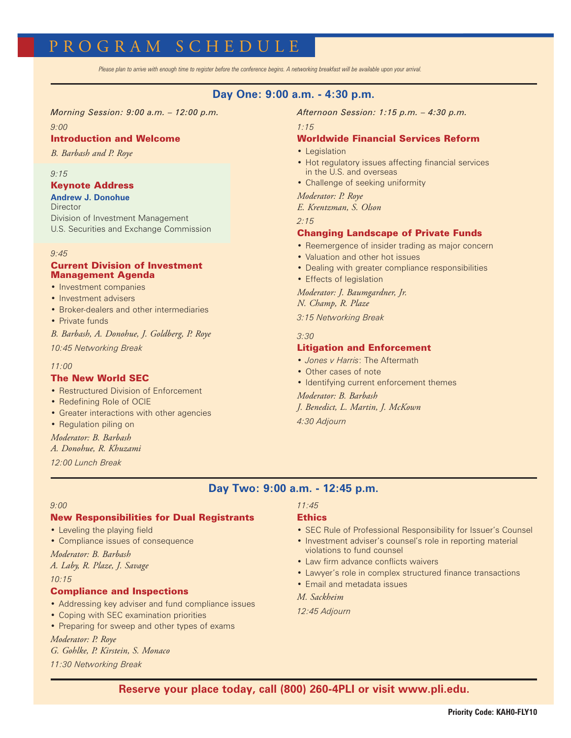# PROGRAM SCHEDULE

*Please plan to arrive with enough time to register before the conference begins. A networking breakfast will be available upon your arrival.*

## Day One: 9:00 a.m. - 4:30 p.m.

*Morning Session: 9:00 a.m. – 12:00 p.m.*

*9:00*

### Introduction and Welcome

*B. Barbash and P. Roye*

*9:15*

### Keynote Address

**Andrew J. Donohue**
Director
Division of Investment Management
U.S. Securities and Exchange Commission

*9:45*

### Current Division of Investment Management Agenda

- Investment companies
- Investment advisers
- Broker-dealers and other intermediaries
- Private funds

*B. Barbash, A. Donohue, J. Goldberg, P. Roye*

*10:45 Networking Break*

*11:00*

### The New World SEC

- Restructured Division of Enforcement
- Redefining Role of OCIE
- Greater interactions with other agencies
- Regulation piling on

*Moderator: B. Barbash*
*A. Donohue, R. Khuzami*

*12:00 Lunch Break*

*Afternoon Session: 1:15 p.m. – 4:30 p.m.*

*1:15*

### Worldwide Financial Services Reform

- Legislation
- Hot regulatory issues affecting financial services in the U.S. and overseas
- Challenge of seeking uniformity

*Moderator: P. Roye*
*E. Krentzman, S. Olson*

*2:15*

### Changing Landscape of Private Funds

- Reemergence of insider trading as major concern
- Valuation and other hot issues
- Dealing with greater compliance responsibilities
- Effects of legislation

*Moderator: J. Baumgardner, Jr.*
*N. Champ, R. Plaze*

*3:15 Networking Break*

*3:30*

### Litigation and Enforcement

- *Jones v Harris*: The Aftermath
- Other cases of note
- Identifying current enforcement themes

*Moderator: B. Barbash*
*J. Benedict, L. Martin, J. McKown*

*4:30 Adjourn*

## Day Two: 9:00 a.m. - 12:45 p.m.

*9:00*

### New Responsibilities for Dual Registrants

- Leveling the playing field
- Compliance issues of consequence

*Moderator: B. Barbash*
*A. Laby, R. Plaze, J. Savage*

*10:15*

### Compliance and Inspections

- Addressing key adviser and fund compliance issues
- Coping with SEC examination priorities
- Preparing for sweep and other types of exams

*Moderator: P. Roye*
*G. Gohlke, P. Kirstein, S. Monaco*

*11:30 Networking Break*

*11:45*

### Ethics

- SEC Rule of Professional Responsibility for Issuer's Counsel
- Investment adviser's counsel's role in reporting material violations to fund counsel
- Law firm advance conflicts waivers
- Lawyer's role in complex structured finance transactions
- Email and metadata issues

*M. Sackheim*

*12:45 Adjourn*

**Reserve your place today, call (800) 260-4PLI or visit www.pli.edu.**

**Priority Code: KAH0-FLY10**